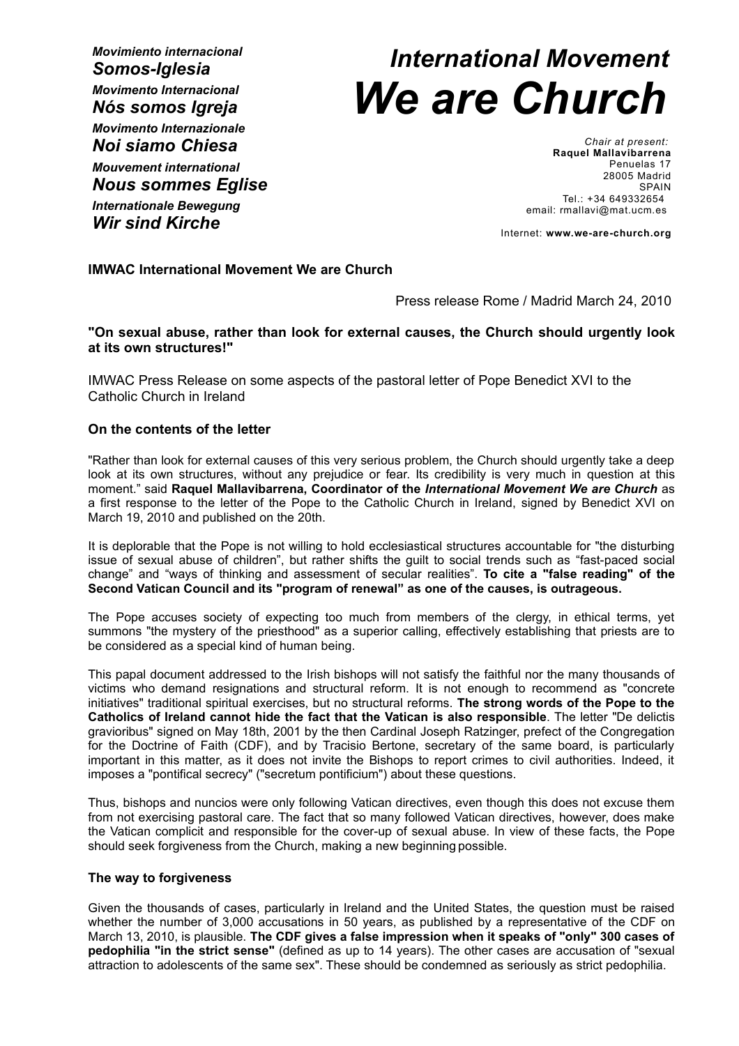*Movimiento internacional*
***Somos-Iglesia***
*Movimento Internacional*
***Nós somos Igreja***
*Movimento Internazionale*
***Noi siamo Chiesa***
*Mouvement international*
***Nous sommes Eglise***
*Internationale Bewegung*
***Wir sind Kirche***

# *International Movement We are Church*

*Chair at present:*
**Raquel Mallavibarrena**
Penuelas 17
28005 Madrid
SPAIN
Tel.: +34 649332654
email: rmallavi@mat.ucm.es

Internet: **www.we-are-church.org**

**IMWAC International Movement We are Church**

Press release Rome / Madrid March 24, 2010

**"On sexual abuse, rather than look for external causes, the Church should urgently look at its own structures!"**

IMWAC Press Release on some aspects of the pastoral letter of Pope Benedict XVI to the Catholic Church in Ireland

**On the contents of the letter**

"Rather than look for external causes of this very serious problem, the Church should urgently take a deep look at its own structures, without any prejudice or fear. Its credibility is very much in question at this moment." said **Raquel Mallavibarrena, Coordinator of the *International Movement We are Church*** as a first response to the letter of the Pope to the Catholic Church in Ireland, signed by Benedict XVI on March 19, 2010 and published on the 20th.

It is deplorable that the Pope is not willing to hold ecclesiastical structures accountable for "the disturbing issue of sexual abuse of children", but rather shifts the guilt to social trends such as "fast-paced social change" and "ways of thinking and assessment of secular realities". **To cite a "false reading" of the Second Vatican Council and its "program of renewal" as one of the causes, is outrageous.**

The Pope accuses society of expecting too much from members of the clergy, in ethical terms, yet summons "the mystery of the priesthood" as a superior calling, effectively establishing that priests are to be considered as a special kind of human being.

This papal document addressed to the Irish bishops will not satisfy the faithful nor the many thousands of victims who demand resignations and structural reform. It is not enough to recommend as "concrete initiatives" traditional spiritual exercises, but no structural reforms. **The strong words of the Pope to the Catholics of Ireland cannot hide the fact that the Vatican is also responsible**. The letter "De delictis gravioribus" signed on May 18th, 2001 by the then Cardinal Joseph Ratzinger, prefect of the Congregation for the Doctrine of Faith (CDF), and by Tracisio Bertone, secretary of the same board, is particularly important in this matter, as it does not invite the Bishops to report crimes to civil authorities. Indeed, it imposes a "pontifical secrecy" ("secretum pontificium") about these questions.

Thus, bishops and nuncios were only following Vatican directives, even though this does not excuse them from not exercising pastoral care. The fact that so many followed Vatican directives, however, does make the Vatican complicit and responsible for the cover-up of sexual abuse. In view of these facts, the Pope should seek forgiveness from the Church, making a new beginning possible.

**The way to forgiveness**

Given the thousands of cases, particularly in Ireland and the United States, the question must be raised whether the number of 3,000 accusations in 50 years, as published by a representative of the CDF on March 13, 2010, is plausible. **The CDF gives a false impression when it speaks of "only" 300 cases of pedophilia "in the strict sense"** (defined as up to 14 years). The other cases are accusation of "sexual attraction to adolescents of the same sex". These should be condemned as seriously as strict pedophilia.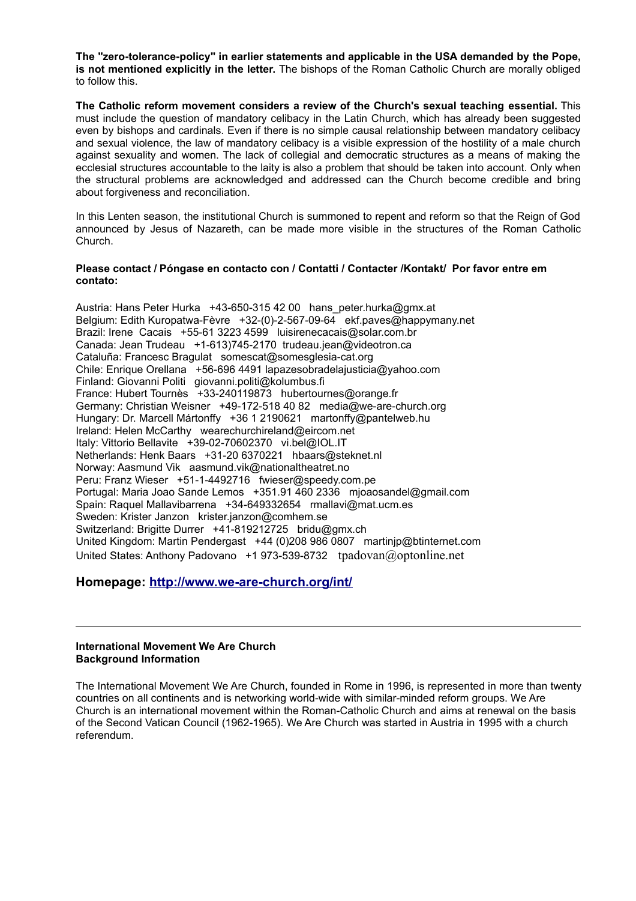**The "zero-tolerance-policy" in earlier statements and applicable in the USA demanded by the Pope, is not mentioned explicitly in the letter.** The bishops of the Roman Catholic Church are morally obliged to follow this.

**The Catholic reform movement considers a review of the Church's sexual teaching essential.** This must include the question of mandatory celibacy in the Latin Church, which has already been suggested even by bishops and cardinals. Even if there is no simple causal relationship between mandatory celibacy and sexual violence, the law of mandatory celibacy is a visible expression of the hostility of a male church against sexuality and women. The lack of collegial and democratic structures as a means of making the ecclesial structures accountable to the laity is also a problem that should be taken into account. Only when the structural problems are acknowledged and addressed can the Church become credible and bring about forgiveness and reconciliation.

In this Lenten season, the institutional Church is summoned to repent and reform so that the Reign of God announced by Jesus of Nazareth, can be made more visible in the structures of the Roman Catholic Church.

**Please contact / Póngase en contacto con / Contatti / Contacter /Kontakt/ Por favor entre em contato:**

Austria: Hans Peter Hurka +43-650-315 42 00 hans_peter.hurka@gmx.at
Belgium: Edith Kuropatwa-Fèvre +32-(0)-2-567-09-64 ekf.paves@happymany.net
Brazil: Irene Cacais +55-61 3223 4599 luisirenecacais@solar.com.br
Canada: Jean Trudeau +1-613)745-2170 trudeau.jean@videotron.ca
Cataluña: Francesc Bragulat somescat@somesglesia-cat.org
Chile: Enrique Orellana +56-696 4491 lapazesobradelajusticia@yahoo.com
Finland: Giovanni Politi giovanni.politi@kolumbus.fi
France: Hubert Tournès +33-240119873 hubertournes@orange.fr
Germany: Christian Weisner +49-172-518 40 82 media@we-are-church.org
Hungary: Dr. Marcell Mártonffy +36 1 2190621 martonffy@pantelweb.hu
Ireland: Helen McCarthy wearechurchireland@eircom.net
Italy: Vittorio Bellavite +39-02-70602370 vi.bel@IOL.IT
Netherlands: Henk Baars +31-20 6370221 hbaars@steknet.nl
Norway: Aasmund Vik aasmund.vik@nationaltheatret.no
Peru: Franz Wieser +51-1-4492716 fwieser@speedy.com.pe
Portugal: Maria Joao Sande Lemos +351.91 460 2336 mjoaosandel@gmail.com
Spain: Raquel Mallavibarrena +34-649332654 rmallavi@mat.ucm.es
Sweden: Krister Janzon krister.janzon@comhem.se
Switzerland: Brigitte Durrer +41-819212725 bridu@gmx.ch
United Kingdom: Martin Pendergast +44 (0)208 986 0807 martinjp@btinternet.com
United States: Anthony Padovano +1 973-539-8732 tpadovan@optonline.net

## Homepage: http://www.we-are-church.org/int/

---

**International Movement We Are Church**
**Background Information**

The International Movement We Are Church, founded in Rome in 1996, is represented in more than twenty countries on all continents and is networking world-wide with similar-minded reform groups. We Are Church is an international movement within the Roman-Catholic Church and aims at renewal on the basis of the Second Vatican Council (1962-1965). We Are Church was started in Austria in 1995 with a church referendum.